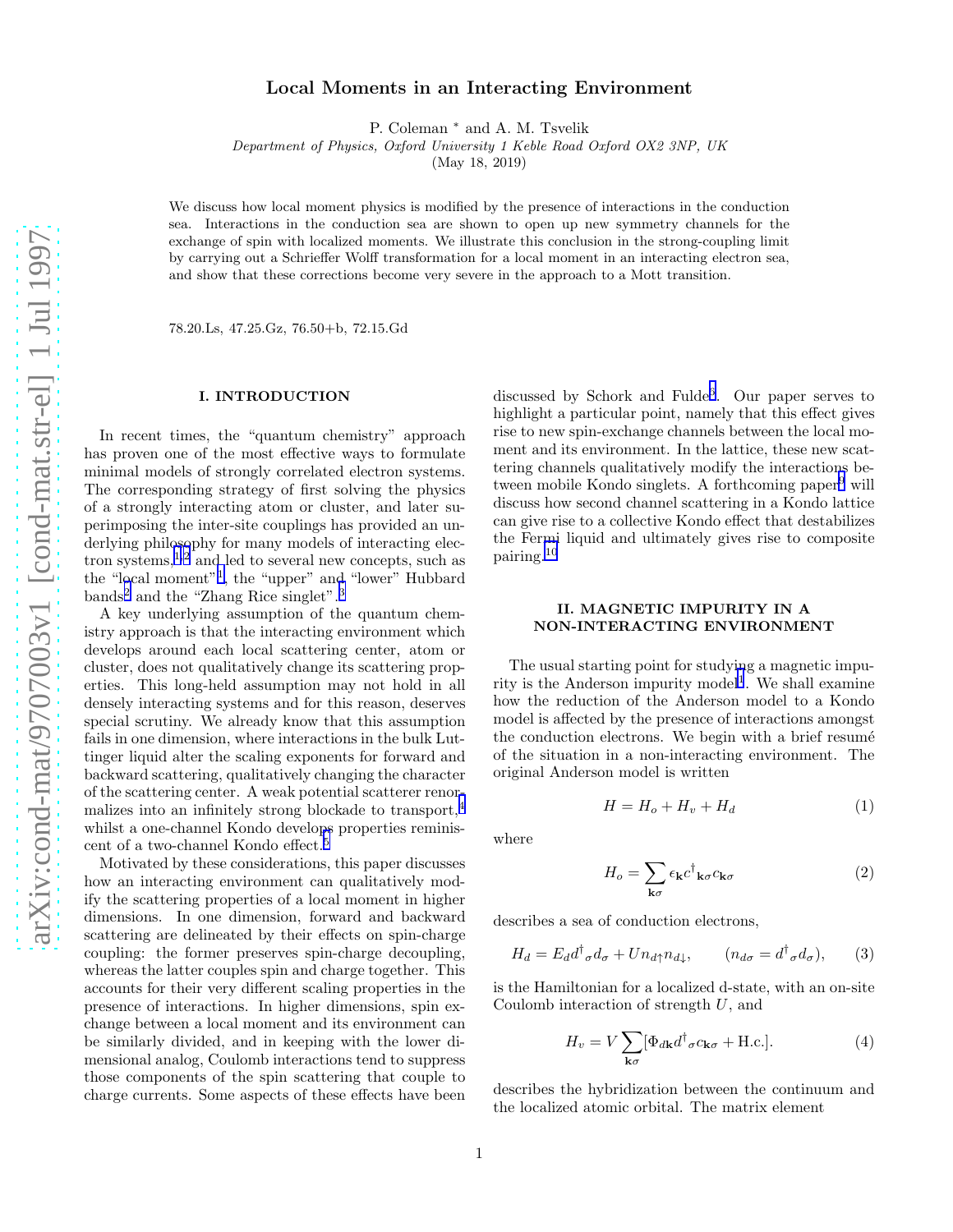# Local Moments in an Interacting Environment

P. Coleman * and A. M. Tsvelik

*Department of Physics, Oxford University 1 Keble Road Oxford OX2 3NP, UK*

(May 18, 2019)

We discuss how local moment physics is modified by the presence of interactions in the conduction sea. Interactions in the conduction sea are shown to open up new symmetry channels for the exchange of spin with localized moments. We illustrate this conclusion in the strong-coupling limit by carrying out a Schrieffer Wolff transformation for a local moment in an interacting electron sea, and show that these corrections become very severe in the approach to a Mott transition.

78.20.Ls, 47.25.Gz, 76.50+b, 72.15.Gd

## I. INTRODUCTION

In recent times, the "quantum chemistry" approach has proven one of the most effective ways to formulate minimal models of strongly correlated electron systems. The corresponding strategy of first solving the physics of a strongly interacting atom or cluster, and later superimposing the inter-site couplings has provided an underlying philosophy for many models of interacting electron systems,[1,2] and led to several new concepts, such as the "local moment"[1], the "upper" and "lower" Hubbard bands[2] and the "Zhang Rice singlet".[3]

A key underlying assumption of the quantum chemistry approach is that the interacting environment which develops around each local scattering center, atom or cluster, does not qualitatively change its scattering properties. This long-held assumption may not hold in all densely interacting systems and for this reason, deserves special scrutiny. We already know that this assumption fails in one dimension, where interactions in the bulk Luttinger liquid alter the scaling exponents for forward and backward scattering, qualitatively changing the character of the scattering center. A weak potential scatterer renormalizes into an infinitely strong blockade to transport,[4] whilst a one-channel Kondo develops properties reminiscent of a two-channel Kondo effect.[5]

Motivated by these considerations, this paper discusses how an interacting environment can qualitatively modify the scattering properties of a local moment in higher dimensions. In one dimension, forward and backward scattering are delineated by their effects on spin-charge coupling: the former preserves spin-charge decoupling, whereas the latter couples spin and charge together. This accounts for their very different scaling properties in the presence of interactions. In higher dimensions, spin exchange between a local moment and its environment can be similarly divided, and in keeping with the lower dimensional analog, Coulomb interactions tend to suppress those components of the spin scattering that couple to charge currents. Some aspects of these effects have been discussed by Schork and Fulde[7]. Our paper serves to highlight a particular point, namely that this effect gives rise to new spin-exchange channels between the local moment and its environment. In the lattice, these new scattering channels qualitatively modify the interactions between mobile Kondo singlets. A forthcoming paper[9] will discuss how second channel scattering in a Kondo lattice can give rise to a collective Kondo effect that destabilizes the Fermi liquid and ultimately gives rise to composite pairing.[10]

## II. MAGNETIC IMPURITY IN A NON-INTERACTING ENVIRONMENT

The usual starting point for studying a magnetic impurity is the Anderson impurity model[1]. We shall examine how the reduction of the Anderson model to a Kondo model is affected by the presence of interactions amongst the conduction electrons. We begin with a brief resumé of the situation in a non-interacting environment. The original Anderson model is written

$$H = H_o + H_v + H_d \tag{1}$$

where

$$H_o = \sum_{\mathbf{k}\sigma} \epsilon_{\mathbf{k}} c^{\dagger}{}_{\mathbf{k}\sigma} c_{\mathbf{k}\sigma} \tag{2}$$

describes a sea of conduction electrons,

$$H_d = E_d d^{\dagger}{}_{\sigma} d_{\sigma} + U n_{d\uparrow} n_{d\downarrow}, \qquad (n_{d\sigma} = d^{\dagger}{}_{\sigma} d_{\sigma}), \tag{3}$$

is the Hamiltonian for a localized d-state, with an on-site Coulomb interaction of strength $U$, and

$$H_v = V \sum_{\mathbf{k}\sigma} [\Phi_{d\mathbf{k}} d^{\dagger}{}_{\sigma} c_{\mathbf{k}\sigma} + \text{H.c.}]. \tag{4}$$

describes the hybridization between the continuum and the localized atomic orbital. The matrix element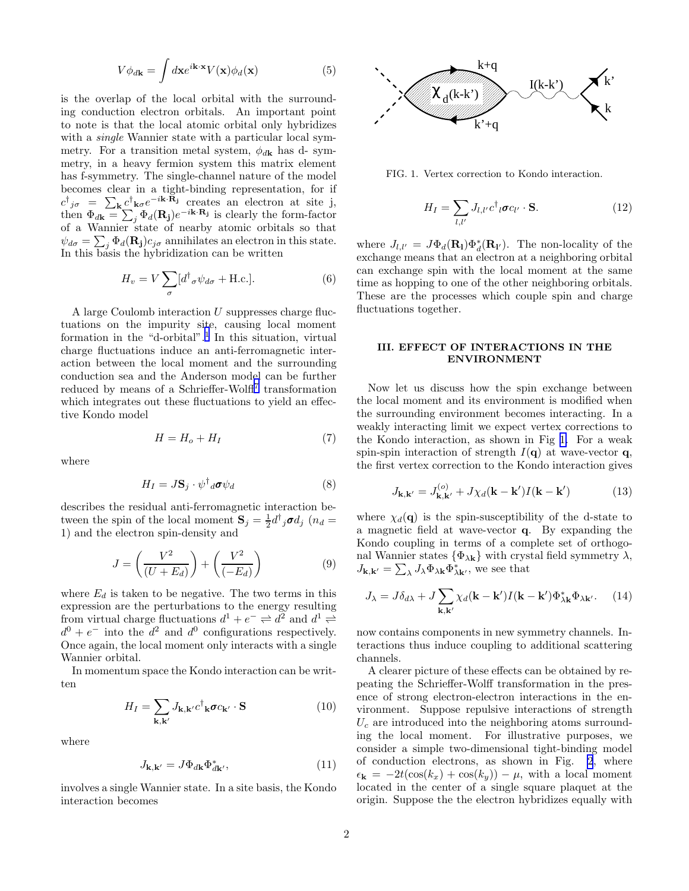$$V\phi_{d\mathbf{k}} = \int d\mathbf{x} e^{i\mathbf{k}\cdot\mathbf{x}} V(\mathbf{x})\phi_d(\mathbf{x}) \tag{5}$$

is the overlap of the local orbital with the surrounding conduction electron orbitals. An important point to note is that the local atomic orbital only hybridizes with a *single* Wannier state with a particular local symmetry. For a transition metal system, $\phi_{d\mathbf{k}}$ has d- symmetry, in a heavy fermion system this matrix element has f-symmetry. The single-channel nature of the model becomes clear in a tight-binding representation, for if $c^\dagger{}_{j\sigma} = \sum_{\mathbf{k}} c^\dagger{}_{\mathbf{k}\sigma} e^{-i\mathbf{k}\cdot\mathbf{R_j}}$ creates an electron at site j, then $\Phi_{d\mathbf{k}} = \sum_j \Phi_d(\mathbf{R_j}) e^{-i\mathbf{k}\cdot\mathbf{R_j}}$ is clearly the form-factor of a Wannier state of nearby atomic orbitals so that $\psi_{d\sigma} = \sum_j \Phi_d(\mathbf{R_j}) c_{j\sigma}$ annihilates an electron in this state. In this basis the hybridization can be written

$$H_v = V\sum_\sigma [d^\dagger{}_\sigma \psi_{d\sigma} + \text{H.c.}]. \tag{6}$$

A large Coulomb interaction $U$ suppresses charge fluctuations on the impurity site, causing local moment formation in the "d-orbital".[1] In this situation, virtual charge fluctuations induce an anti-ferromagnetic interaction between the local moment and the surrounding conduction sea and the Anderson model can be further reduced by means of a Schrieffer-Wolff[7] transformation which integrates out these fluctuations to yield an effective Kondo model

$$H = H_o + H_I \tag{7}$$

where

$$H_I = J\mathbf{S}_j \cdot \psi^\dagger{}_d \boldsymbol{\sigma} \psi_d \tag{8}$$

describes the residual anti-ferromagnetic interaction between the spin of the local moment $\mathbf{S}_j = \frac{1}{2} d^\dagger{}_j \boldsymbol{\sigma} d_j$ ($n_d = 1$) and the electron spin-density and

$$J = \left(\frac{V^2}{(U+E_d)}\right) + \left(\frac{V^2}{(-E_d)}\right) \tag{9}$$

where $E_d$ is taken to be negative. The two terms in this expression are the perturbations to the energy resulting from virtual charge fluctuations $d^1 + e^- \rightleftharpoons d^2$ and $d^1 \rightleftharpoons d^0 + e^-$ into the $d^2$ and $d^0$ configurations respectively. Once again, the local moment only interacts with a single Wannier orbital.

In momentum space the Kondo interaction can be written

$$H_I = \sum_{\mathbf{k},\mathbf{k}'} J_{\mathbf{k},\mathbf{k}'} c^\dagger{}_{\mathbf{k}} \boldsymbol{\sigma} c_{\mathbf{k}'} \cdot \mathbf{S} \tag{10}$$

where

$$J_{\mathbf{k},\mathbf{k}'} = J\Phi_{d\mathbf{k}} \Phi^*_{d\mathbf{k}'}, \tag{11}$$

involves a single Wannier state. In a site basis, the Kondo interaction becomes

FIG. 1. Vertex correction to Kondo interaction.

$$H_I = \sum_{l,l'} J_{l,l'} c^\dagger{}_l \boldsymbol{\sigma} c_{l'} \cdot \mathbf{S}. \tag{12}$$

where $J_{l,l'} = J\Phi_d(\mathbf{R_l})\Phi^*_d(\mathbf{R_{l'}})$. The non-locality of the exchange means that an electron at a neighboring orbital can exchange spin with the local moment at the same time as hopping to one of the other neighboring orbitals. These are the processes which couple spin and charge fluctuations together.

## III. EFFECT OF INTERACTIONS IN THE ENVIRONMENT

Now let us discuss how the spin exchange between the local moment and its environment is modified when the surrounding environment becomes interacting. In a weakly interacting limit we expect vertex corrections to the Kondo interaction, as shown in Fig 1. For a weak spin-spin interaction of strength $I(\mathbf{q})$ at wave-vector $\mathbf{q}$, the first vertex correction to the Kondo interaction gives

$$J_{\mathbf{k},\mathbf{k}'} = J^{(o)}_{\mathbf{k},\mathbf{k}'} + J\chi_d(\mathbf{k}-\mathbf{k}')I(\mathbf{k}-\mathbf{k}') \tag{13}$$

where $\chi_d(\mathbf{q})$ is the spin-susceptibility of the d-state to a magnetic field at wave-vector $\mathbf{q}$. By expanding the Kondo coupling in terms of a complete set of orthogonal Wannier states $\{\Phi_{\lambda\mathbf{k}}\}$ with crystal field symmetry $\lambda$, $J_{\mathbf{k},\mathbf{k}'} = \sum_\lambda J_\lambda \Phi_{\lambda\mathbf{k}} \Phi^*_{\lambda\mathbf{k}'}$, we see that

$$J_\lambda = J\delta_{d\lambda} + J\sum_{\mathbf{k},\mathbf{k}'} \chi_d(\mathbf{k}-\mathbf{k}')I(\mathbf{k}-\mathbf{k}')\Phi^*_{\lambda\mathbf{k}}\Phi_{\lambda\mathbf{k}'}. \tag{14}$$

now contains components in new symmetry channels. Interactions thus induce coupling to additional scattering channels.

A clearer picture of these effects can be obtained by repeating the Schrieffer-Wolff transformation in the presence of strong electron-electron interactions in the environment. Suppose repulsive interactions of strength $U_c$ are introduced into the neighboring atoms surrounding the local moment. For illustrative purposes, we consider a simple two-dimensional tight-binding model of conduction electrons, as shown in Fig. 2, where $\epsilon_{\mathbf{k}} = -2t(\cos(k_x) + \cos(k_y)) - \mu$, with a local moment located in the center of a single square plaquet at the origin. Suppose the the electron hybridizes equally with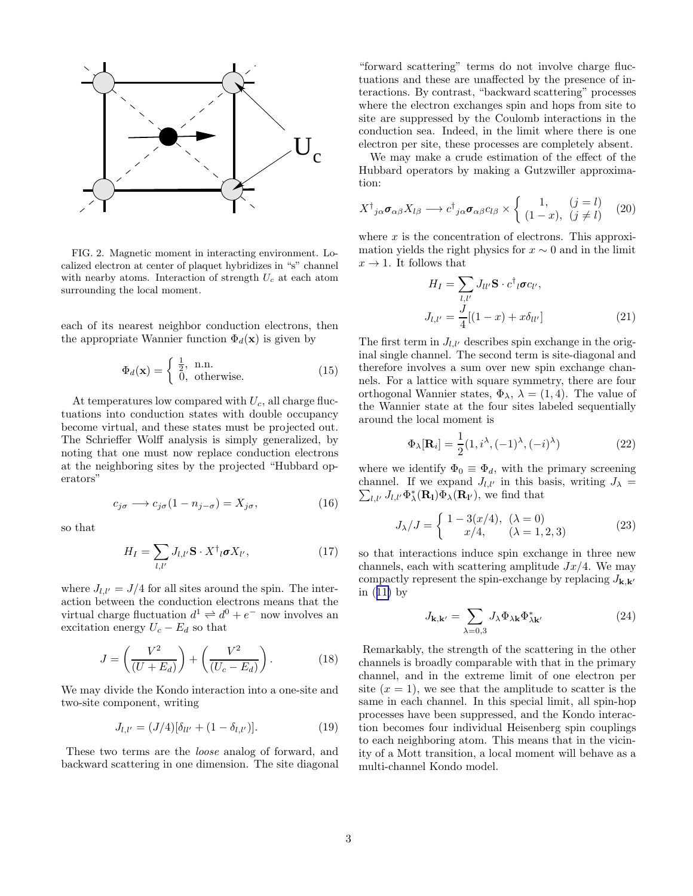FIG. 2. Magnetic moment in interacting environment. Localized electron at center of plaquet hybridizes in "s" channel with nearby atoms. Interaction of strength $U_c$ at each atom surrounding the local moment.

each of its nearest neighbor conduction electrons, then the appropriate Wannier function $\Phi_d(\mathbf{x})$ is given by

$$\Phi_d(\mathbf{x}) = \begin{cases} \frac{1}{2}, & \text{n.n.} \\ 0, & \text{otherwise.} \end{cases} \tag{15}$$

At temperatures low compared with $U_c$, all charge fluctuations into conduction states with double occupancy become virtual, and these states must be projected out. The Schrieffer Wolff analysis is simply generalized, by noting that one must now replace conduction electrons at the neighboring sites by the projected "Hubbard operators"

$$c_{j\sigma} \longrightarrow c_{j\sigma}(1 - n_{j-\sigma}) = X_{j\sigma}, \tag{16}$$

so that

$$H_I = \sum_{l,l'} J_{l,l'} \mathbf{S} \cdot X^{\dagger}{}_{l} \boldsymbol{\sigma} X_{l'}, \tag{17}$$

where $J_{l,l'} = J/4$ for all sites around the spin. The interaction between the conduction electrons means that the virtual charge fluctuation $d^1 \rightleftharpoons d^0 + e^-$ now involves an excitation energy $U_c - E_d$ so that

$$J = \left(\frac{V^2}{(U + E_d)}\right) + \left(\frac{V^2}{(U_c - E_d)}\right). \tag{18}$$

We may divide the Kondo interaction into a one-site and two-site component, writing

$$J_{l,l'} = (J/4)[\delta_{ll'} + (1 - \delta_{l,l'})]. \tag{19}$$

These two terms are the *loose* analog of forward, and backward scattering in one dimension. The site diagonal "forward scattering" terms do not involve charge fluctuations and these are unaffected by the presence of interactions. By contrast, "backward scattering" processes where the electron exchanges spin and hops from site to site are suppressed by the Coulomb interactions in the conduction sea. Indeed, in the limit where there is one electron per site, these processes are completely absent.

We may make a crude estimation of the effect of the Hubbard operators by making a Gutzwiller approximation:

$$X^{\dagger}{}_{j\alpha} \boldsymbol{\sigma}_{\alpha\beta} X_{l\beta} \longrightarrow c^{\dagger}{}_{j\alpha} \boldsymbol{\sigma}_{\alpha\beta} c_{l\beta} \times \begin{cases} 1, & (j = l) \\ (1 - x), & (j \neq l) \end{cases} \tag{20}$$

where $x$ is the concentration of electrons. This approximation yields the right physics for $x \sim 0$ and in the limit $x \to 1$. It follows that

$$\begin{aligned} H_I &= \sum_{l,l'} J_{ll'} \mathbf{S} \cdot c^{\dagger}{}_{l} \boldsymbol{\sigma} c_{l'}, \\ J_{l,l'} &= \frac{J}{4}[(1 - x) + x\delta_{ll'}] \end{aligned} \tag{21}$$

The first term in $J_{l,l'}$ describes spin exchange in the original single channel. The second term is site-diagonal and therefore involves a sum over new spin exchange channels. For a lattice with square symmetry, there are four orthogonal Wannier states, $\Phi_\lambda$, $\lambda = (1, 4)$. The value of the Wannier state at the four sites labeled sequentially around the local moment is

$$\Phi_\lambda[\mathbf{R}_i] = \frac{1}{2}(1, i^\lambda, (-1)^\lambda, (-i)^\lambda) \tag{22}$$

where we identify $\Phi_0 \equiv \Phi_d$, with the primary screening channel. If we expand $J_{l,l'}$ in this basis, writing $J_\lambda = \sum_{l,l'} J_{l,l'} \Phi^*_\lambda(\mathbf{R_l}) \Phi_\lambda(\mathbf{R_{l'}})$, we find that

$$J_\lambda / J = \begin{cases} 1 - 3(x/4), & (\lambda = 0) \\ x/4, & (\lambda = 1, 2, 3) \end{cases} \tag{23}$$

so that interactions induce spin exchange in three new channels, each with scattering amplitude $Jx/4$. We may compactly represent the spin-exchange by replacing $J_{\mathbf{k},\mathbf{k'}}$ in (11) by

$$J_{\mathbf{k},\mathbf{k'}} = \sum_{\lambda=0,3} J_\lambda \Phi_{\lambda\mathbf{k}} \Phi^*_{\lambda\mathbf{k'}} \tag{24}$$

Remarkably, the strength of the scattering in the other channels is broadly comparable with that in the primary channel, and in the extreme limit of one electron per site ($x = 1$), we see that the amplitude to scatter is the same in each channel. In this special limit, all spin-hop processes have been suppressed, and the Kondo interaction becomes four individual Heisenberg spin couplings to each neighboring atom. This means that in the vicinity of a Mott transition, a local moment will behave as a multi-channel Kondo model.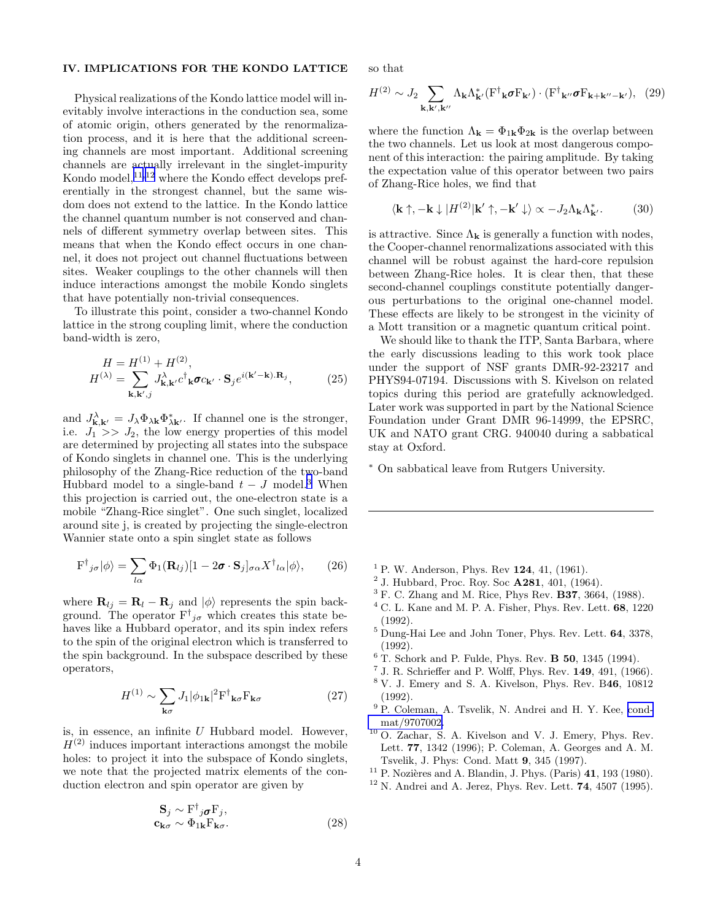### IV. IMPLICATIONS FOR THE KONDO LATTICE

Physical realizations of the Kondo lattice model will inevitably involve interactions in the conduction sea, some of atomic origin, others generated by the renormalization process, and it is here that the additional screening channels are most important. Additional screening channels are actually irrelevant in the singlet-impurity Kondo model,[11,12] where the Kondo effect develops preferentially in the strongest channel, but the same wisdom does not extend to the lattice. In the Kondo lattice the channel quantum number is not conserved and channels of different symmetry overlap between sites. This means that when the Kondo effect occurs in one channel, it does not project out channel fluctuations between sites. Weaker couplings to the other channels will then induce interactions amongst the mobile Kondo singlets that have potentially non-trivial consequences.

To illustrate this point, consider a two-channel Kondo lattice in the strong coupling limit, where the conduction band-width is zero,

$$
\begin{aligned}
H &= H^{(1)} + H^{(2)}, \\
H^{(\lambda)} &= \sum_{\mathbf{k},\mathbf{k}',j} J^{\lambda}_{\mathbf{k},\mathbf{k}'} c^{\dagger}{}_{\mathbf{k}} \boldsymbol{\sigma} c_{\mathbf{k}'} \cdot \mathbf{S}_j e^{i(\mathbf{k}'-\mathbf{k}).\mathbf{R}_j},
\end{aligned} \tag{25}
$$

and $J^{\lambda}_{\mathbf{k},\mathbf{k}'} = J_{\lambda} \Phi_{\lambda \mathbf{k}} \Phi^{*}_{\lambda \mathbf{k}'}$. If channel one is the stronger, i.e. $J_1 >> J_2$, the low energy properties of this model are determined by projecting all states into the subspace of Kondo singlets in channel one. This is the underlying philosophy of the Zhang-Rice reduction of the two-band Hubbard model to a single-band $t-J$ model.[3] When this projection is carried out, the one-electron state is a mobile "Zhang-Rice singlet". One such singlet, localized around site j, is created by projecting the single-electron Wannier state onto a spin singlet state as follows

$$
\mathrm{F}^{\dagger}{}_{j\sigma}|\phi\rangle = \sum_{l\alpha} \Phi_1(\mathbf{R}_{lj})[1 - 2\boldsymbol{\sigma}\cdot\mathbf{S}_j]_{\sigma\alpha} X^{\dagger}{}_{l\alpha}|\phi\rangle, \tag{26}
$$

where $\mathbf{R}_{lj} = \mathbf{R}_l - \mathbf{R}_j$ and $|\phi\rangle$ represents the spin background. The operator $\mathrm{F}^{\dagger}{}_{j\sigma}$ which creates this state behaves like a Hubbard operator, and its spin index refers to the spin of the original electron which is transferred to the spin background. In the subspace described by these operators,

$$
H^{(1)} \sim \sum_{\mathbf{k}\sigma} J_1 |\phi_{1\mathbf{k}}|^2 \mathrm{F}^{\dagger}{}_{\mathbf{k}\sigma} \mathrm{F}_{\mathbf{k}\sigma} \tag{27}
$$

is, in essence, an infinite $U$ Hubbard model. However, $H^{(2)}$ induces important interactions amongst the mobile holes: to project it into the subspace of Kondo singlets, we note that the projected matrix elements of the conduction electron and spin operator are given by

$$
\begin{aligned}
\mathbf{S}_j &\sim \mathrm{F}^{\dagger}{}_{j}\boldsymbol{\sigma}\mathrm{F}_j, \\
\mathbf{c}_{\mathbf{k}\sigma} &\sim \Phi_{1\mathbf{k}} \mathrm{F}_{\mathbf{k}\sigma}.
\end{aligned} \tag{28}
$$

so that

$$
H^{(2)} \sim J_2 \sum_{\mathbf{k},\mathbf{k}',\mathbf{k}''} \Lambda_{\mathbf{k}} \Lambda^{*}_{\mathbf{k}'} (\mathrm{F}^{\dagger}{}_{\mathbf{k}} \boldsymbol{\sigma} \mathrm{F}_{\mathbf{k}'}) \cdot (\mathrm{F}^{\dagger}{}_{\mathbf{k}''} \boldsymbol{\sigma} \mathrm{F}_{\mathbf{k}+\mathbf{k}''-\mathbf{k}'}), \tag{29}
$$

where the function $\Lambda_{\mathbf{k}} = \Phi_{1\mathbf{k}} \Phi_{2\mathbf{k}}$ is the overlap between the two channels. Let us look at most dangerous component of this interaction: the pairing amplitude. By taking the expectation value of this operator between two pairs of Zhang-Rice holes, we find that

$$
\langle \mathbf{k}\uparrow, -\mathbf{k}\downarrow |H^{(2)}| \mathbf{k}'\uparrow, -\mathbf{k}'\downarrow\rangle \propto -J_2 \Lambda_{\mathbf{k}} \Lambda^{*}_{\mathbf{k}'}. \tag{30}
$$

is attractive. Since $\Lambda_{\mathbf{k}}$ is generally a function with nodes, the Cooper-channel renormalizations associated with this channel will be robust against the hard-core repulsion between Zhang-Rice holes. It is clear then, that these second-channel couplings constitute potentially dangerous perturbations to the original one-channel model. These effects are likely to be strongest in the vicinity of a Mott transition or a magnetic quantum critical point.

We should like to thank the ITP, Santa Barbara, where the early discussions leading to this work took place under the support of NSF grants DMR-92-23217 and PHYS94-07194. Discussions with S. Kivelson on related topics during this period are gratefully acknowledged. Later work was supported in part by the National Science Foundation under Grant DMR 96-14999, the EPSRC, UK and NATO grant CRG. 940040 during a sabbatical stay at Oxford.

* On sabbatical leave from Rutgers University.

---

[1] P. W. Anderson, Phys. Rev **124**, 41, (1961).
[2] J. Hubbard, Proc. Roy. Soc **A281**, 401, (1964).
[3] F. C. Zhang and M. Rice, Phys Rev. **B37**, 3664, (1988).
[4] C. L. Kane and M. P. A. Fisher, Phys. Rev. Lett. **68**, 1220 (1992).
[5] Dung-Hai Lee and John Toner, Phys. Rev. Lett. **64**, 3378, (1992).
[6] T. Schork and P. Fulde, Phys. Rev. **B 50**, 1345 (1994).
[7] J. R. Schrieffer and P. Wolff, Phys. Rev. **149**, 491, (1966).
[8] V. J. Emery and S. A. Kivelson, Phys. Rev. B**46**, 10812 (1992).
[9] P. Coleman, A. Tsvelik, N. Andrei and H. Y. Kee, cond-mat/9707002.
[10] O. Zachar, S. A. Kivelson and V. J. Emery, Phys. Rev. Lett. **77**, 1342 (1996); P. Coleman, A. Georges and A. M. Tsvelik, J. Phys: Cond. Matt **9**, 345 (1997).
[11] P. Nozières and A. Blandin, J. Phys. (Paris) **41**, 193 (1980).
[12] N. Andrei and A. Jerez, Phys. Rev. Lett. **74**, 4507 (1995).